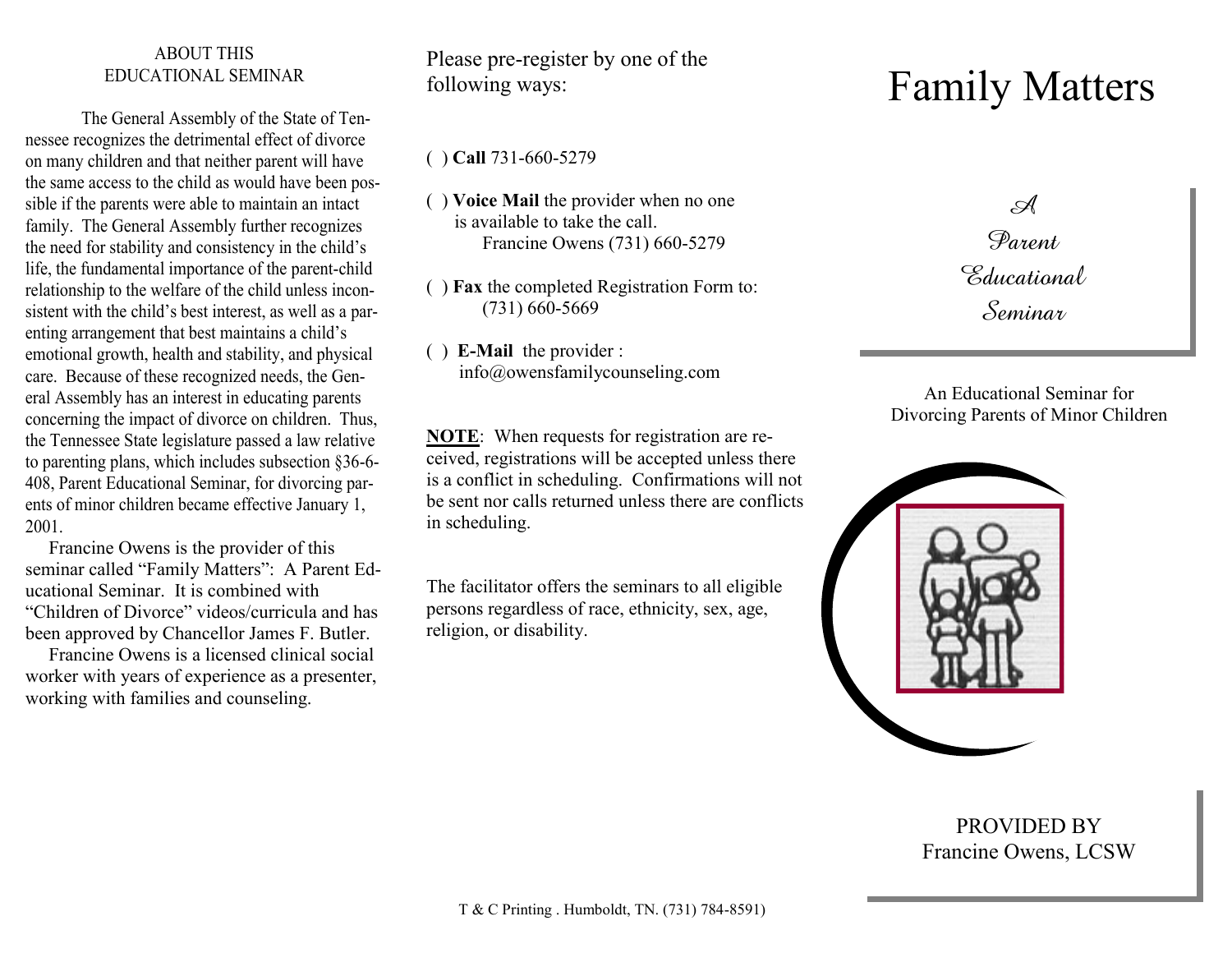## ABOUT THIS EDUCATIONAL SEMINAR

The General Assembly of the State of Tennessee recognizes the detrimental effect of divorce on many children and that neither parent will have the same access to the child as would have been possible if the parents were able to maintain an intact family. The General Assembly further recognizes the need for stability and consistency in the child's life, the fundamental importance of the parent-child relationship to the welfare of the child unless inconsistent with the child's best interest, as well as a parenting arrangement that best maintains a child's emotional growth, health and stability, and physical care. Because of these recognized needs, the General Assembly has an interest in educating parents concerning the impact of divorce on children. Thus, the Tennessee State legislature passed a law relative to parenting plans, which includes subsection §36-6-408, Parent Educational Seminar, for divorcing parents of minor children became effective January 1, 2001.

Francine Owens is the provider of this seminar called "Family Matters": A Parent Educational Seminar. It is combined with "Children of Divorce" videos/curricula and has been approved by Chancellor James F. Butler.

Francine Owens is a licensed clinical social worker with years of experience as a presenter, working with families and counseling.

Please pre-register by one of the following ways:

( ) **Call** 731-660-5279

( ) **Voice Mail** the provider when no one is available to take the call.
Francine Owens (731) 660-5279

( ) **Fax** the completed Registration Form to:
(731) 660-5669

( ) **E-Mail** the provider :
info@owensfamilycounseling.com

**NOTE**: When requests for registration are received, registrations will be accepted unless there is a conflict in scheduling. Confirmations will not be sent nor calls returned unless there are conflicts in scheduling.

The facilitator offers the seminars to all eligible persons regardless of race, ethnicity, sex, age, religion, or disability.

T & C Printing . Humboldt, TN. (731) 784-8591)

# Family Matters

*A Parent Educational Seminar*

An Educational Seminar for Divorcing Parents of Minor Children

PROVIDED BY
Francine Owens, LCSW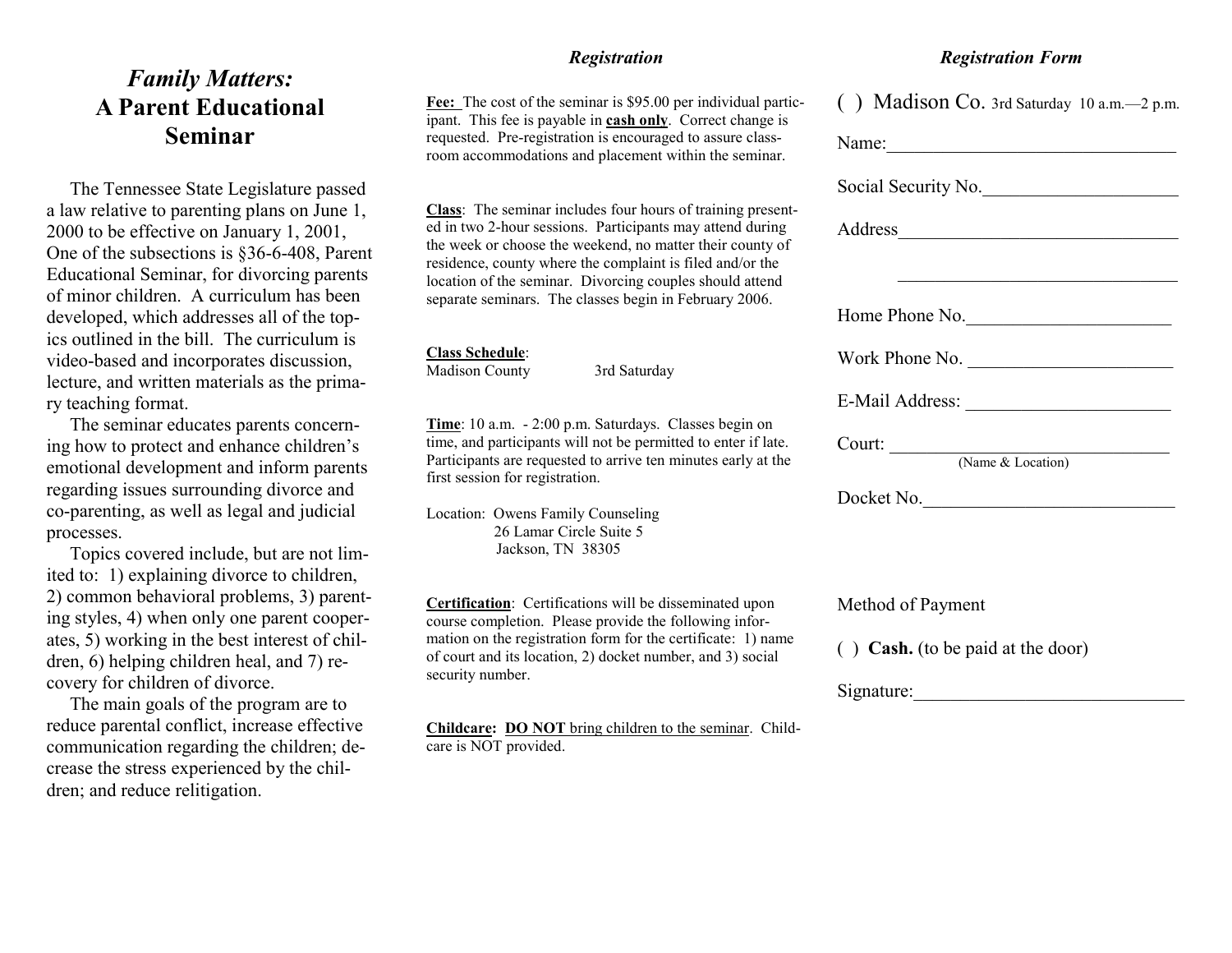# *Family Matters:* A Parent Educational Seminar

The Tennessee State Legislature passed a law relative to parenting plans on June 1, 2000 to be effective on January 1, 2001, One of the subsections is §36-6-408, Parent Educational Seminar, for divorcing parents of minor children. A curriculum has been developed, which addresses all of the topics outlined in the bill. The curriculum is video-based and incorporates discussion, lecture, and written materials as the primary teaching format.

The seminar educates parents concerning how to protect and enhance children's emotional development and inform parents regarding issues surrounding divorce and co-parenting, as well as legal and judicial processes.

Topics covered include, but are not limited to: 1) explaining divorce to children, 2) common behavioral problems, 3) parenting styles, 4) when only one parent cooperates, 5) working in the best interest of children, 6) helping children heal, and 7) recovery for children of divorce.

The main goals of the program are to reduce parental conflict, increase effective communication regarding the children; decrease the stress experienced by the children; and reduce relitigation.

## *Registration*

**Fee:** The cost of the seminar is $95.00 per individual participant. This fee is payable in **cash only**. Correct change is requested. Pre-registration is encouraged to assure classroom accommodations and placement within the seminar.

**Class**: The seminar includes four hours of training presented in two 2-hour sessions. Participants may attend during the week or choose the weekend, no matter their county of residence, county where the complaint is filed and/or the location of the seminar. Divorcing couples should attend separate seminars. The classes begin in February 2006.

**Class Schedule**:
Madison County 3rd Saturday

**Time**: 10 a.m. - 2:00 p.m. Saturdays. Classes begin on time, and participants will not be permitted to enter if late. Participants are requested to arrive ten minutes early at the first session for registration.

Location: Owens Family Counseling
26 Lamar Circle Suite 5
Jackson, TN 38305

**Certification**: Certifications will be disseminated upon course completion. Please provide the following information on the registration form for the certificate: 1) name of court and its location, 2) docket number, and 3) social security number.

**Childcare: DO NOT** bring children to the seminar. Childcare is NOT provided.

## *Registration Form*

( ) Madison Co. 3rd Saturday 10 a.m.—2 p.m.

Name:_______________________________

Social Security No._____________________

Address______________________________

_______________________________

Home Phone No.______________________

Work Phone No. ______________________

E-Mail Address: ______________________

Court: ______________________________
(Name & Location)

Docket No.___________________________

Method of Payment

( ) **Cash.** (to be paid at the door)

Signature:_____________________________